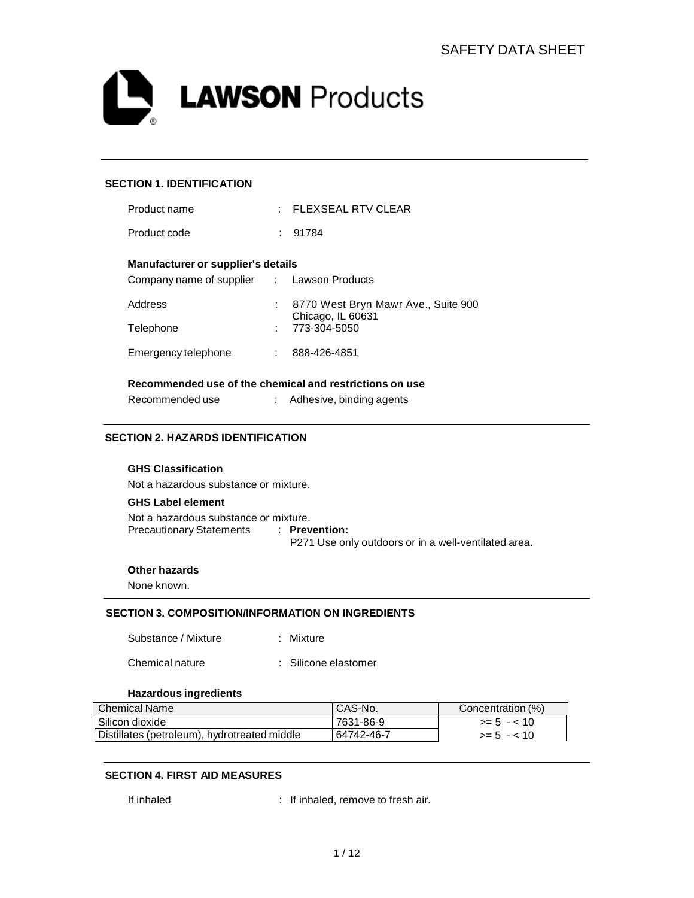# SAFETY DATA SHEET

**LAWSON Products**

## SECTION 1. IDENTIFICATION

Product name : FLEXSEAL RTV CLEAR

Product code : 91784

### Manufacturer or supplier's details

Company name of supplier : Lawson Products

Address : 8770 West Bryn Mawr Ave., Suite 900
Chicago, IL 60631

Telephone : 773-304-5050

Emergency telephone : 888-426-4851

### Recommended use of the chemical and restrictions on use

Recommended use : Adhesive, binding agents

## SECTION 2. HAZARDS IDENTIFICATION

### GHS Classification

Not a hazardous substance or mixture.

### GHS Label element

Not a hazardous substance or mixture.

Precautionary Statements : **Prevention:**
P271 Use only outdoors or in a well-ventilated area.

### Other hazards

None known.

## SECTION 3. COMPOSITION/INFORMATION ON INGREDIENTS

Substance / Mixture : Mixture

Chemical nature : Silicone elastomer

### Hazardous ingredients

| Chemical Name | CAS-No. | Concentration (%) |
| --- | --- | --- |
| Silicon dioxide | 7631-86-9 | >= 5 - < 10 |
| Distillates (petroleum), hydrotreated middle | 64742-46-7 | >= 5 - < 10 |

## SECTION 4. FIRST AID MEASURES

If inhaled : If inhaled, remove to fresh air.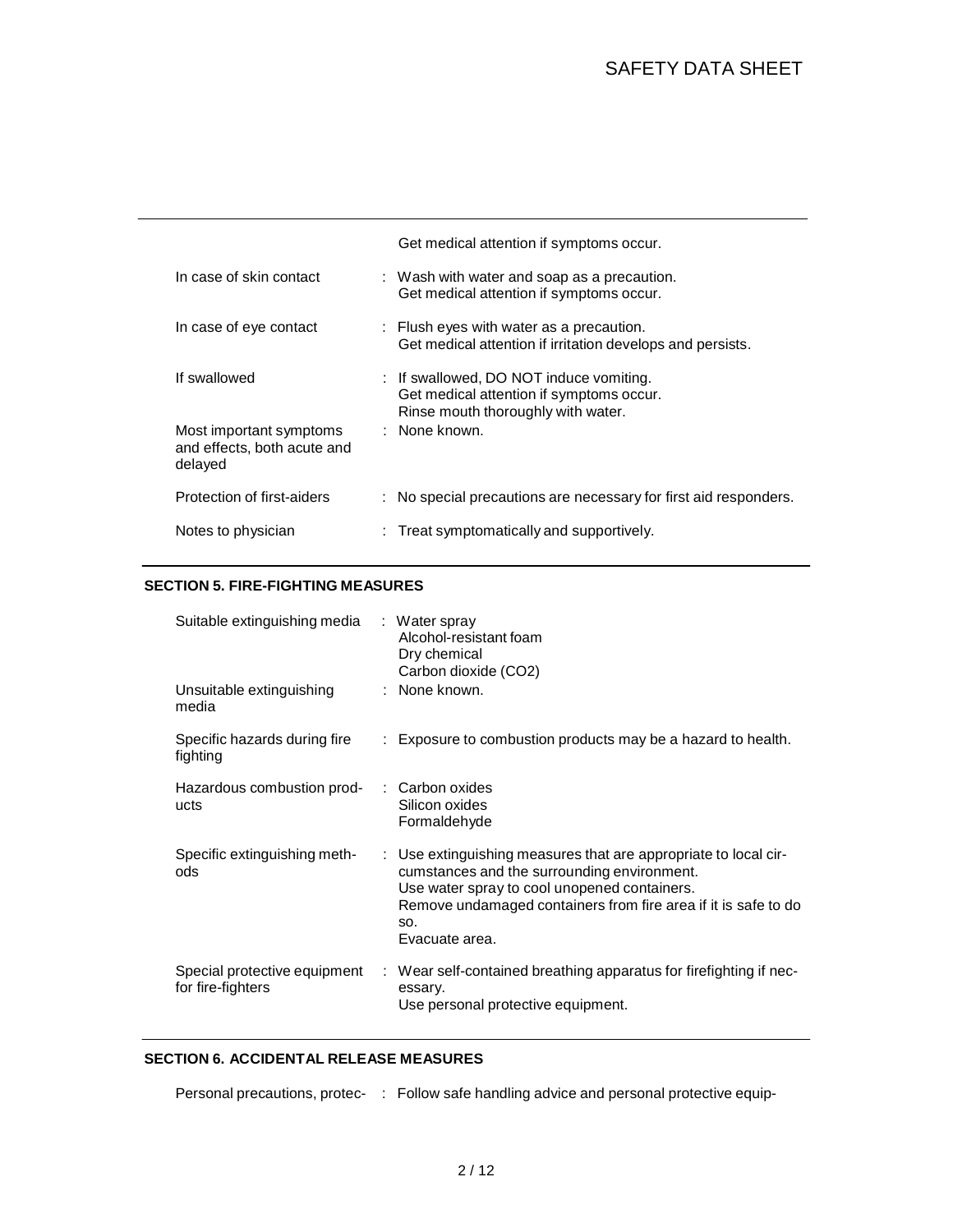| | |
|---|---|
| | Get medical attention if symptoms occur. |
| In case of skin contact | : Wash with water and soap as a precaution. Get medical attention if symptoms occur. |
| In case of eye contact | : Flush eyes with water as a precaution. Get medical attention if irritation develops and persists. |
| If swallowed | : If swallowed, DO NOT induce vomiting. Get medical attention if symptoms occur. Rinse mouth thoroughly with water. |
| Most important symptoms and effects, both acute and delayed | : None known. |
| Protection of first-aiders | : No special precautions are necessary for first aid responders. |
| Notes to physician | : Treat symptomatically and supportively. |

## SECTION 5. FIRE-FIGHTING MEASURES

| | |
|---|---|
| Suitable extinguishing media | : Water spray<br>Alcohol-resistant foam<br>Dry chemical<br>Carbon dioxide ($CO_2$) |
| Unsuitable extinguishing media | : None known. |
| Specific hazards during fire fighting | : Exposure to combustion products may be a hazard to health. |
| Hazardous combustion products | : Carbon oxides<br>Silicon oxides<br>Formaldehyde |
| Specific extinguishing methods | : Use extinguishing measures that are appropriate to local circumstances and the surrounding environment.<br>Use water spray to cool unopened containers.<br>Remove undamaged containers from fire area if it is safe to do so.<br>Evacuate area. |
| Special protective equipment for fire-fighters | : Wear self-contained breathing apparatus for firefighting if necessary.<br>Use personal protective equipment. |

## SECTION 6. ACCIDENTAL RELEASE MEASURES

| | |
|---|---|
| Personal precautions, protec- | : Follow safe handling advice and personal protective equip- |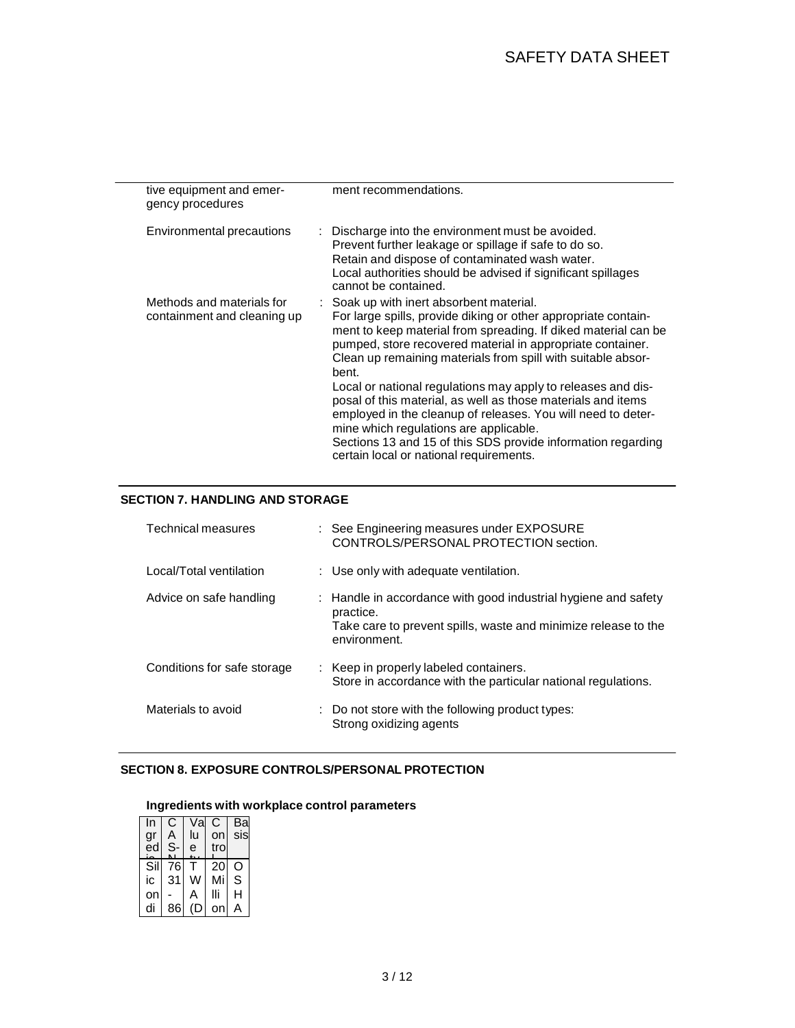| | | |
|---|---|---|
| tive equipment and emergency procedures | | ment recommendations. |
| Environmental precautions | : | Discharge into the environment must be avoided. Prevent further leakage or spillage if safe to do so. Retain and dispose of contaminated wash water. Local authorities should be advised if significant spillages cannot be contained. |
| Methods and materials for containment and cleaning up | : | Soak up with inert absorbent material. For large spills, provide diking or other appropriate containment to keep material from spreading. If diked material can be pumped, store recovered material in appropriate container. Clean up remaining materials from spill with suitable absorbent. Local or national regulations may apply to releases and disposal of this material, as well as those materials and items employed in the cleanup of releases. You will need to determine which regulations are applicable. Sections 13 and 15 of this SDS provide information regarding certain local or national requirements. |

## SECTION 7. HANDLING AND STORAGE

| | | |
|---|---|---|
| Technical measures | : | See Engineering measures under EXPOSURE CONTROLS/PERSONAL PROTECTION section. |
| Local/Total ventilation | : | Use only with adequate ventilation. |
| Advice on safe handling | : | Handle in accordance with good industrial hygiene and safety practice. Take care to prevent spills, waste and minimize release to the environment. |
| Conditions for safe storage | : | Keep in properly labeled containers. Store in accordance with the particular national regulations. |
| Materials to avoid | : | Do not store with the following product types: Strong oxidizing agents |

## SECTION 8. EXPOSURE CONTROLS/PERSONAL PROTECTION

### Ingredients with workplace control parameters

| Ingredients | CAS-No. | Value type | Control | Basis |
|---|---|---|---|---|
| Silicon di | 7631-86 | TWA (D | 20 Million | OSHA |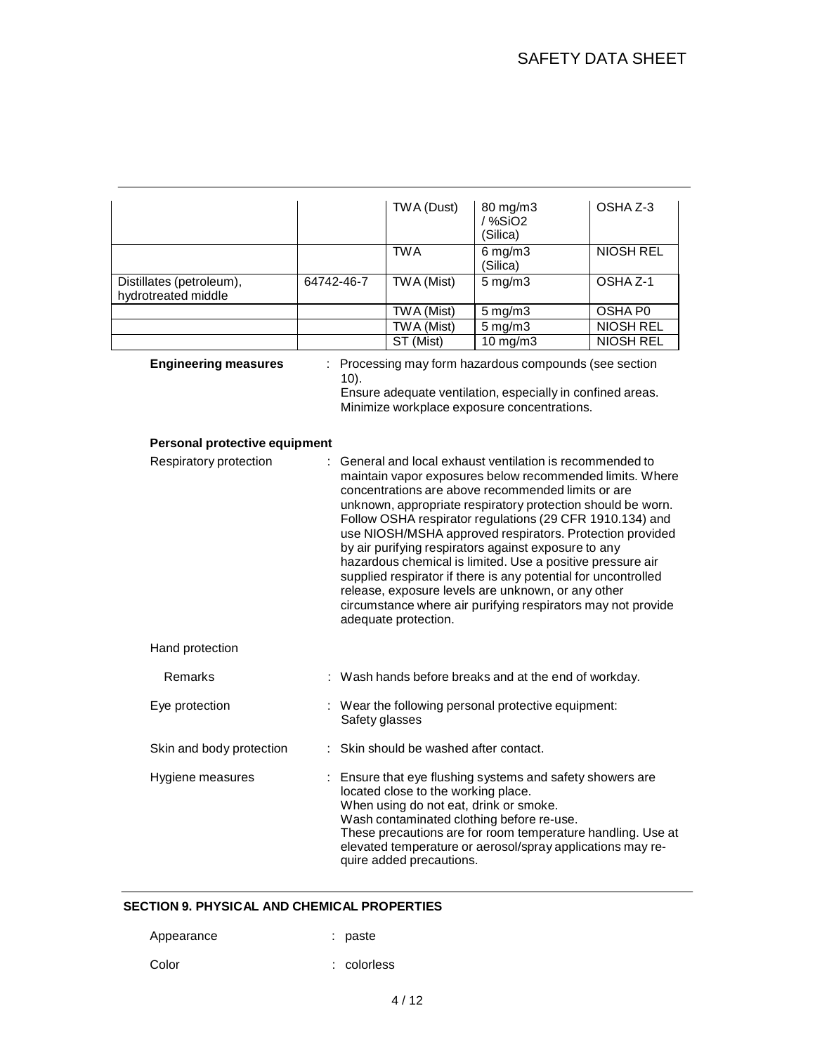| | | | | |
|---|---|---|---|---|
| | | TWA (Dust) | 80 mg/m3 / %SiO2 (Silica) | OSHA Z-3 |
| | | TWA | 6 mg/m3 (Silica) | NIOSH REL |
| Distillates (petroleum), hydrotreated middle | 64742-46-7 | TWA (Mist) | 5 mg/m3 | OSHA Z-1 |
| | | TWA (Mist) | 5 mg/m3 | OSHA P0 |
| | | TWA (Mist) | 5 mg/m3 | NIOSH REL |
| | | ST (Mist) | 10 mg/m3 | NIOSH REL |

**Engineering measures** : Processing may form hazardous compounds (see section 10).
Ensure adequate ventilation, especially in confined areas.
Minimize workplace exposure concentrations.

**Personal protective equipment**

Respiratory protection : General and local exhaust ventilation is recommended to maintain vapor exposures below recommended limits. Where concentrations are above recommended limits or are unknown, appropriate respiratory protection should be worn. Follow OSHA respirator regulations (29 CFR 1910.134) and use NIOSH/MSHA approved respirators. Protection provided by air purifying respirators against exposure to any hazardous chemical is limited. Use a positive pressure air supplied respirator if there is any potential for uncontrolled release, exposure levels are unknown, or any other circumstance where air purifying respirators may not provide adequate protection.

Hand protection

Remarks : Wash hands before breaks and at the end of workday.

Eye protection : Wear the following personal protective equipment:
Safety glasses

Skin and body protection : Skin should be washed after contact.

Hygiene measures : Ensure that eye flushing systems and safety showers are located close to the working place.
When using do not eat, drink or smoke.
Wash contaminated clothing before re-use.
These precautions are for room temperature handling. Use at elevated temperature or aerosol/spray applications may require added precautions.

## SECTION 9. PHYSICAL AND CHEMICAL PROPERTIES

Appearance : paste

Color : colorless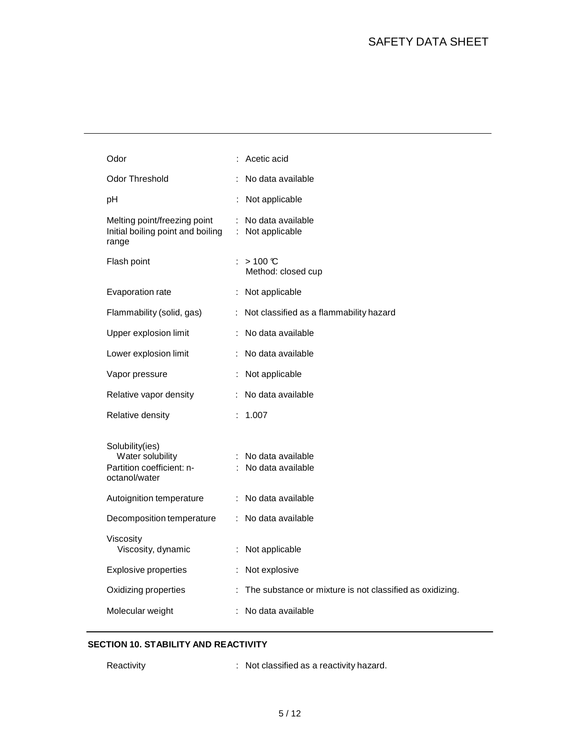| | | |
|---|---|---|
| Odor | : | Acetic acid |
| Odor Threshold | : | No data available |
| pH | : | Not applicable |
| Melting point/freezing point | : | No data available |
| Initial boiling point and boiling range | : | Not applicable |
| Flash point | : | > 100 °C<br>Method: closed cup |
| Evaporation rate | : | Not applicable |
| Flammability (solid, gas) | : | Not classified as a flammability hazard |
| Upper explosion limit | : | No data available |
| Lower explosion limit | : | No data available |
| Vapor pressure | : | Not applicable |
| Relative vapor density | : | No data available |
| Relative density | : | 1.007 |
| Solubility(ies)<br>Water solubility | : | No data available |
| Partition coefficient: n-octanol/water | : | No data available |
| Autoignition temperature | : | No data available |
| Decomposition temperature | : | No data available |
| Viscosity<br>Viscosity, dynamic | : | Not applicable |
| Explosive properties | : | Not explosive |
| Oxidizing properties | : | The substance or mixture is not classified as oxidizing. |
| Molecular weight | : | No data available |

## SECTION 10. STABILITY AND REACTIVITY

| | | |
|---|---|---|
| Reactivity | : | Not classified as a reactivity hazard. |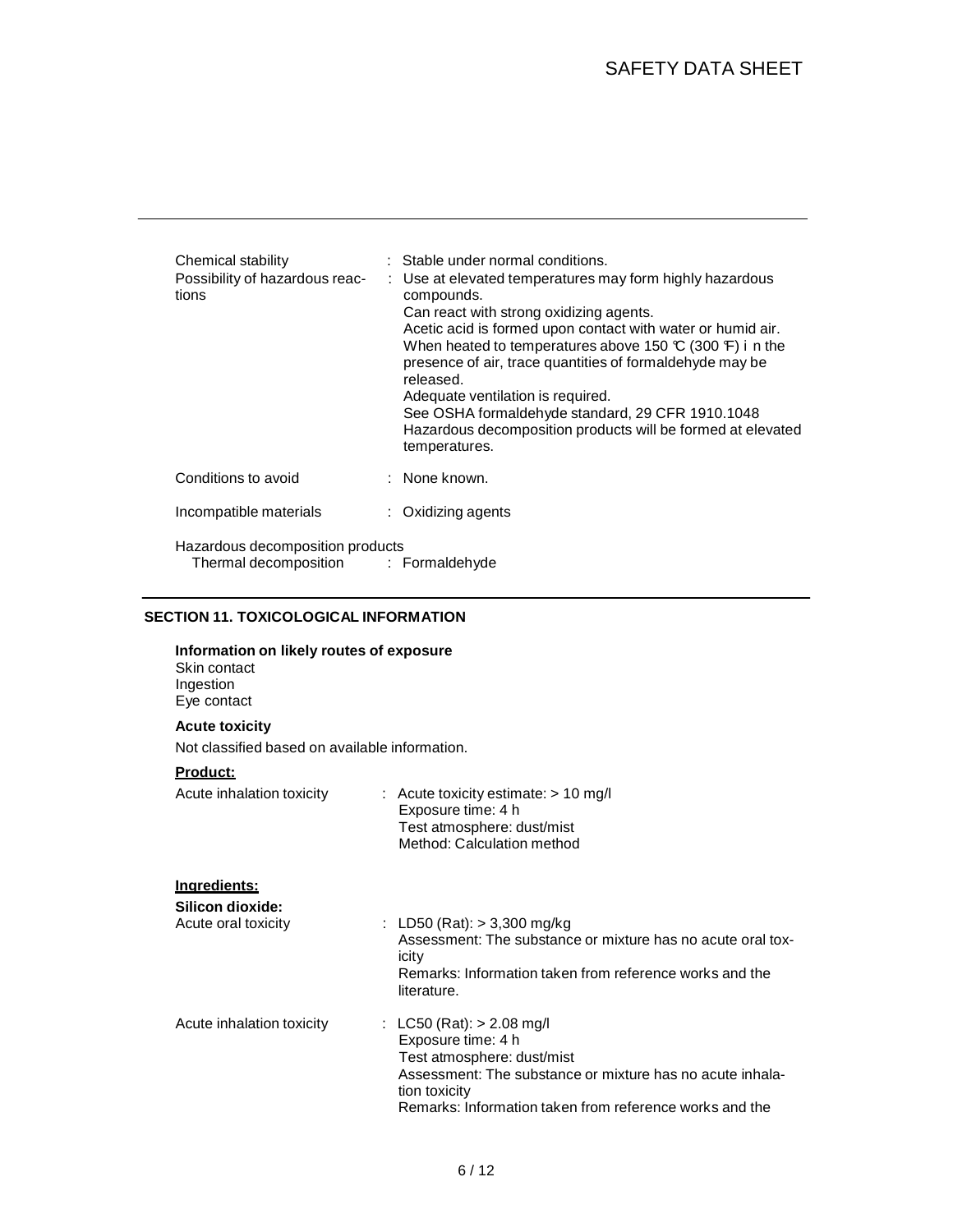| | |
|---|---|
| Chemical stability | : Stable under normal conditions. |
| Possibility of hazardous reactions | : Use at elevated temperatures may form highly hazardous compounds.<br>Can react with strong oxidizing agents.<br>Acetic acid is formed upon contact with water or humid air.<br>When heated to temperatures above 150 °C (300 °F) i n the presence of air, trace quantities of formaldehyde may be released.<br>Adequate ventilation is required.<br>See OSHA formaldehyde standard, 29 CFR 1910.1048<br>Hazardous decomposition products will be formed at elevated temperatures. |
| Conditions to avoid | : None known. |
| Incompatible materials | : Oxidizing agents |

Hazardous decomposition products
Thermal decomposition : Formaldehyde

## SECTION 11. TOXICOLOGICAL INFORMATION

**Information on likely routes of exposure**
Skin contact
Ingestion
Eye contact

**Acute toxicity**

Not classified based on available information.

**Product:**

| | |
|---|---|
| Acute inhalation toxicity | : Acute toxicity estimate: > 10 mg/l<br>Exposure time: 4 h<br>Test atmosphere: dust/mist<br>Method: Calculation method |

**Ingredients:**

**Silicon dioxide:**

| | |
|---|---|
| Acute oral toxicity | : LD50 (Rat): > 3,300 mg/kg<br>Assessment: The substance or mixture has no acute oral toxicity<br>Remarks: Information taken from reference works and the literature. |
| Acute inhalation toxicity | : LC50 (Rat): > 2.08 mg/l<br>Exposure time: 4 h<br>Test atmosphere: dust/mist<br>Assessment: The substance or mixture has no acute inhalation toxicity<br>Remarks: Information taken from reference works and the |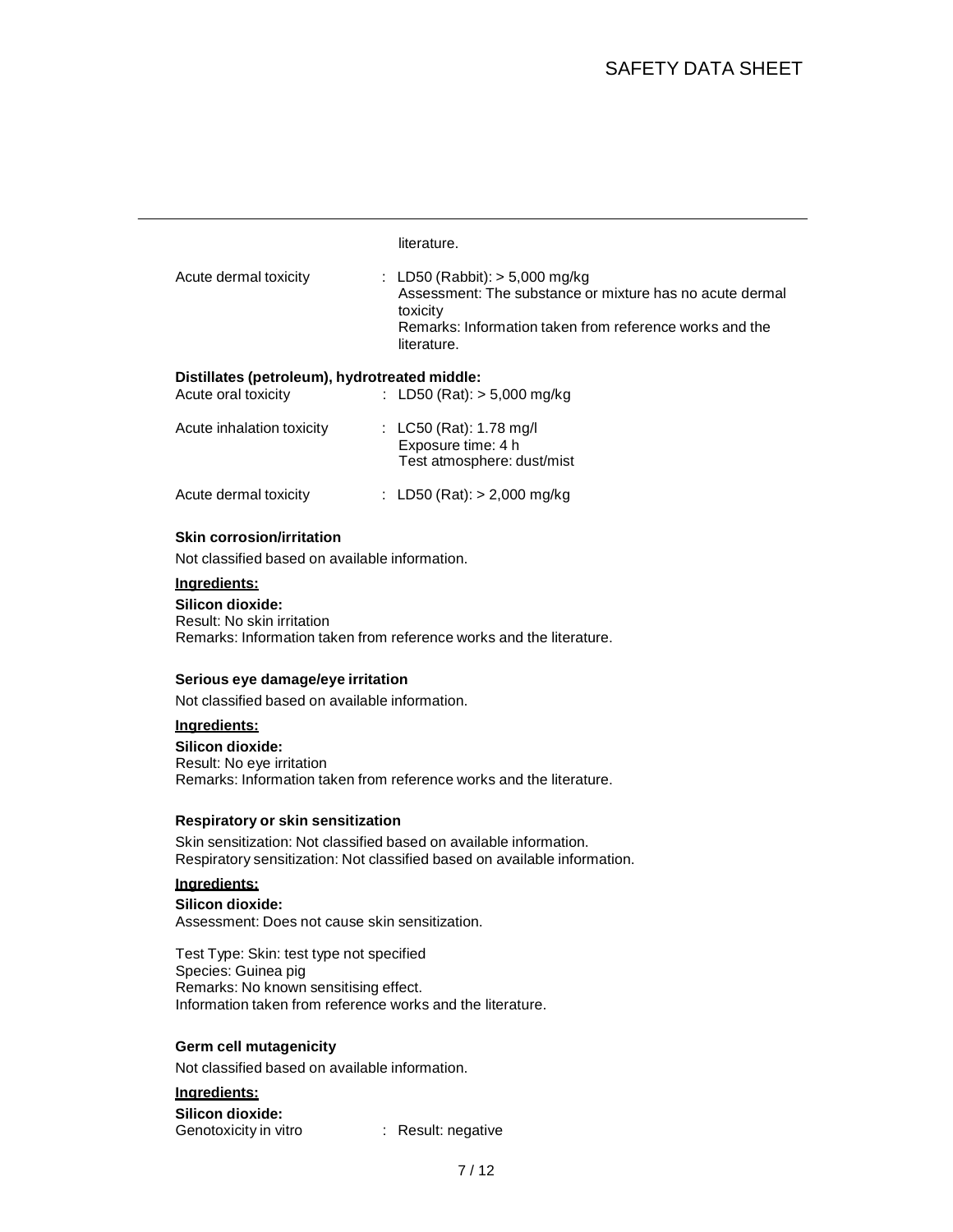literature.

Acute dermal toxicity : LD50 (Rabbit): > 5,000 mg/kg
Assessment: The substance or mixture has no acute dermal toxicity
Remarks: Information taken from reference works and the literature.

**Distillates (petroleum), hydrotreated middle:**

Acute oral toxicity : LD50 (Rat): > 5,000 mg/kg

Acute inhalation toxicity : LC50 (Rat): 1.78 mg/l
Exposure time: 4 h
Test atmosphere: dust/mist

Acute dermal toxicity : LD50 (Rat): > 2,000 mg/kg

### Skin corrosion/irritation

Not classified based on available information.

**Ingredients:**

**Silicon dioxide:**
Result: No skin irritation
Remarks: Information taken from reference works and the literature.

### Serious eye damage/eye irritation

Not classified based on available information.

**Ingredients:**

**Silicon dioxide:**
Result: No eye irritation
Remarks: Information taken from reference works and the literature.

### Respiratory or skin sensitization

Skin sensitization: Not classified based on available information.
Respiratory sensitization: Not classified based on available information.

**Ingredients:**

**Silicon dioxide:**
Assessment: Does not cause skin sensitization.

Test Type: Skin: test type not specified
Species: Guinea pig
Remarks: No known sensitising effect.
Information taken from reference works and the literature.

### Germ cell mutagenicity

Not classified based on available information.

**Ingredients:**

**Silicon dioxide:**

Genotoxicity in vitro : Result: negative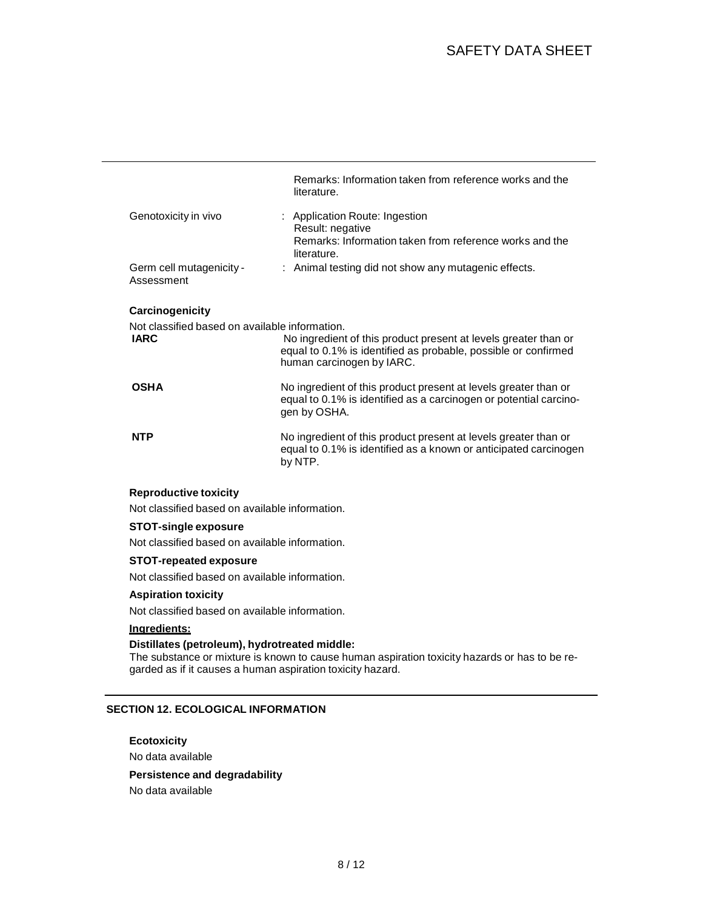| | |
|---|---|
| | Remarks: Information taken from reference works and the literature. |
| Genotoxicity in vivo | : Application Route: Ingestion<br>Result: negative<br>Remarks: Information taken from reference works and the literature. |
| Germ cell mutagenicity - Assessment | : Animal testing did not show any mutagenic effects. |

**Carcinogenicity**

Not classified based on available information.

| | |
|---|---|
| **IARC** | No ingredient of this product present at levels greater than or equal to 0.1% is identified as probable, possible or confirmed human carcinogen by IARC. |
| **OSHA** | No ingredient of this product present at levels greater than or equal to 0.1% is identified as a carcinogen or potential carcinogen by OSHA. |
| **NTP** | No ingredient of this product present at levels greater than or equal to 0.1% is identified as a known or anticipated carcinogen by NTP. |

**Reproductive toxicity**

Not classified based on available information.

**STOT-single exposure**

Not classified based on available information.

**STOT-repeated exposure**

Not classified based on available information.

**Aspiration toxicity**

Not classified based on available information.

**Ingredients:**

**Distillates (petroleum), hydrotreated middle:**

The substance or mixture is known to cause human aspiration toxicity hazards or has to be regarded as if it causes a human aspiration toxicity hazard.

## SECTION 12. ECOLOGICAL INFORMATION

**Ecotoxicity**

No data available

**Persistence and degradability**

No data available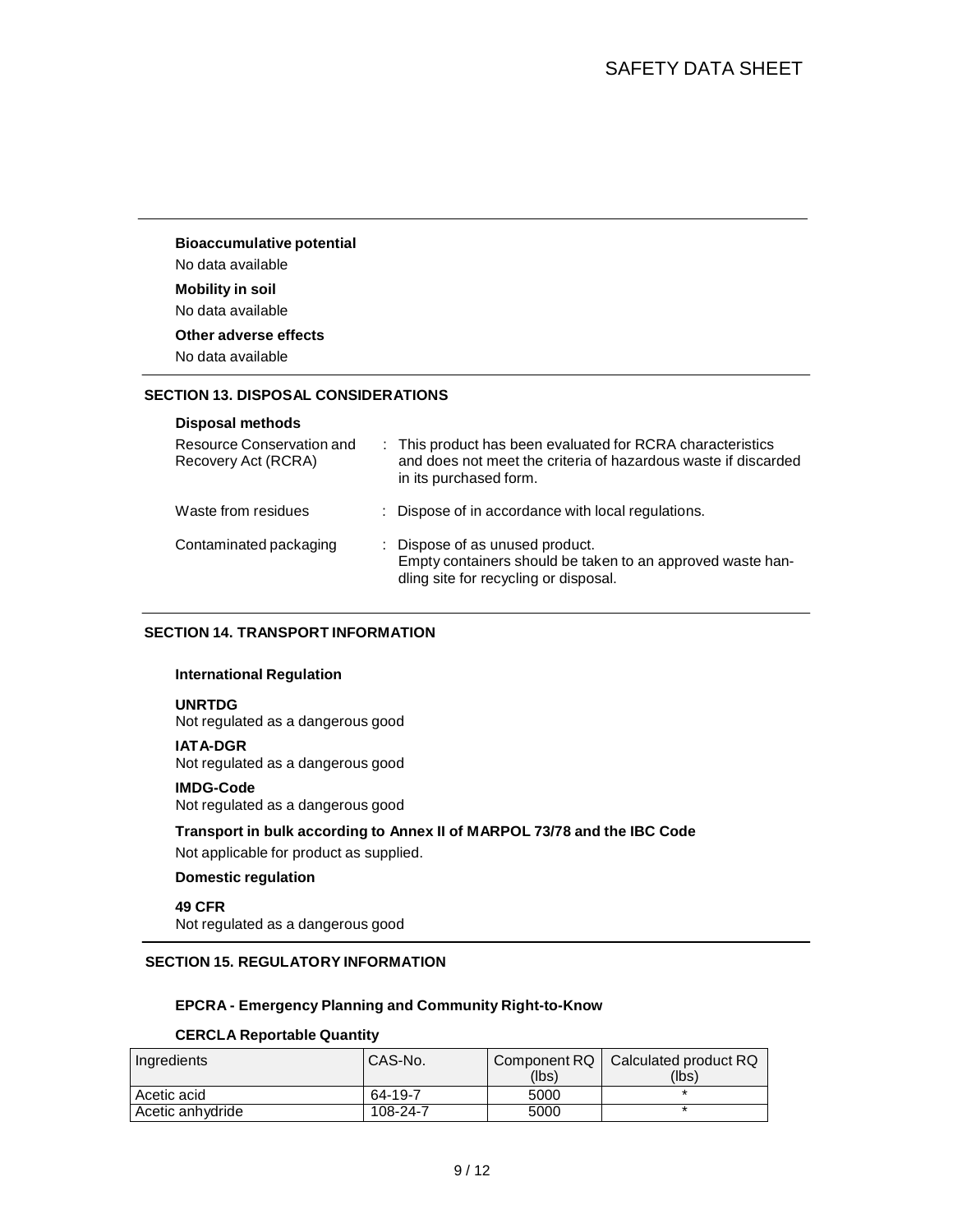**Bioaccumulative potential**

No data available

**Mobility in soil**

No data available

**Other adverse effects**

No data available

## SECTION 13. DISPOSAL CONSIDERATIONS

**Disposal methods**

| | |
|---|---|
| Resource Conservation and Recovery Act (RCRA) | : This product has been evaluated for RCRA characteristics and does not meet the criteria of hazardous waste if discarded in its purchased form. |
| Waste from residues | : Dispose of in accordance with local regulations. |
| Contaminated packaging | : Dispose of as unused product. Empty containers should be taken to an approved waste handling site for recycling or disposal. |

## SECTION 14. TRANSPORT INFORMATION

**International Regulation**

**UNRTDG**
Not regulated as a dangerous good

**IATA-DGR**
Not regulated as a dangerous good

**IMDG-Code**
Not regulated as a dangerous good

**Transport in bulk according to Annex II of MARPOL 73/78 and the IBC Code**

Not applicable for product as supplied.

**Domestic regulation**

**49 CFR**
Not regulated as a dangerous good

## SECTION 15. REGULATORY INFORMATION

**EPCRA - Emergency Planning and Community Right-to-Know**

**CERCLA Reportable Quantity**

| Ingredients | CAS-No. | Component RQ (lbs) | Calculated product RQ (lbs) |
|---|---|---|---|
| Acetic acid | 64-19-7 | 5000 | * |
| Acetic anhydride | 108-24-7 | 5000 | * |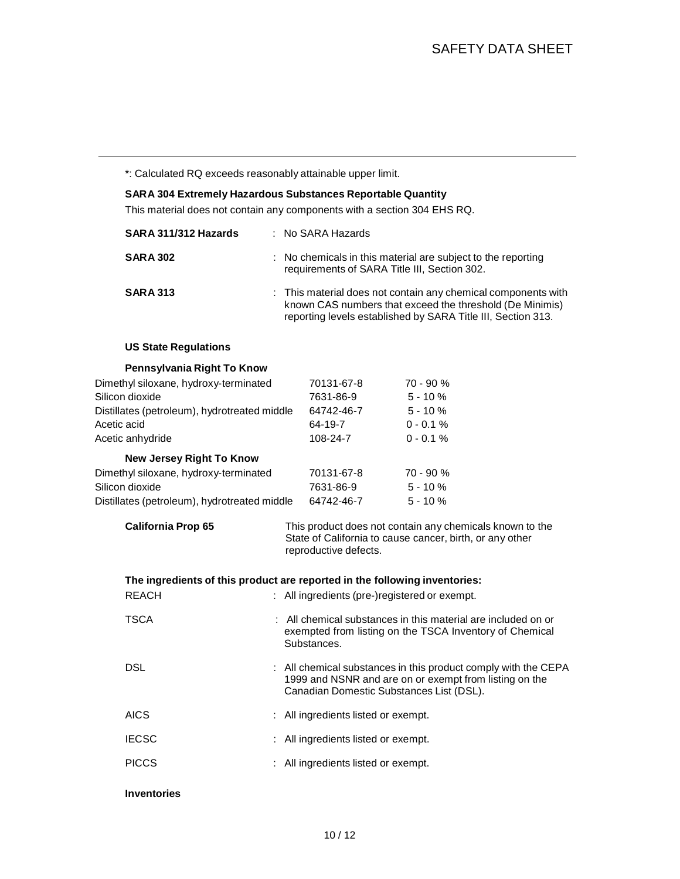*: Calculated RQ exceeds reasonably attainable upper limit.

**SARA 304 Extremely Hazardous Substances Reportable Quantity**

This material does not contain any components with a section 304 EHS RQ.

| | |
|---|---|
| **SARA 311/312 Hazards** | : No SARA Hazards |
| **SARA 302** | : No chemicals in this material are subject to the reporting requirements of SARA Title III, Section 302. |
| **SARA 313** | : This material does not contain any chemical components with known CAS numbers that exceed the threshold (De Minimis) reporting levels established by SARA Title III, Section 313. |

**US State Regulations**

**Pennsylvania Right To Know**

| | | |
|---|---|---|
| Dimethyl siloxane, hydroxy-terminated | 70131-67-8 | 70 - 90 % |
| Silicon dioxide | 7631-86-9 | 5 - 10 % |
| Distillates (petroleum), hydrotreated middle | 64742-46-7 | 5 - 10 % |
| Acetic acid | 64-19-7 | 0 - 0.1 % |
| Acetic anhydride | 108-24-7 | 0 - 0.1 % |

**New Jersey Right To Know**

| | | |
|---|---|---|
| Dimethyl siloxane, hydroxy-terminated | 70131-67-8 | 70 - 90 % |
| Silicon dioxide | 7631-86-9 | 5 - 10 % |
| Distillates (petroleum), hydrotreated middle | 64742-46-7 | 5 - 10 % |

**California Prop 65** This product does not contain any chemicals known to the State of California to cause cancer, birth, or any other reproductive defects.

**The ingredients of this product are reported in the following inventories:**

| | |
|---|---|
| REACH | : All ingredients (pre-)registered or exempt. |
| TSCA | : All chemical substances in this material are included on or exempted from listing on the TSCA Inventory of Chemical Substances. |
| DSL | : All chemical substances in this product comply with the CEPA 1999 and NSNR and are on or exempt from listing on the Canadian Domestic Substances List (DSL). |
| AICS | : All ingredients listed or exempt. |
| IECSC | : All ingredients listed or exempt. |
| PICCS | : All ingredients listed or exempt. |

**Inventories**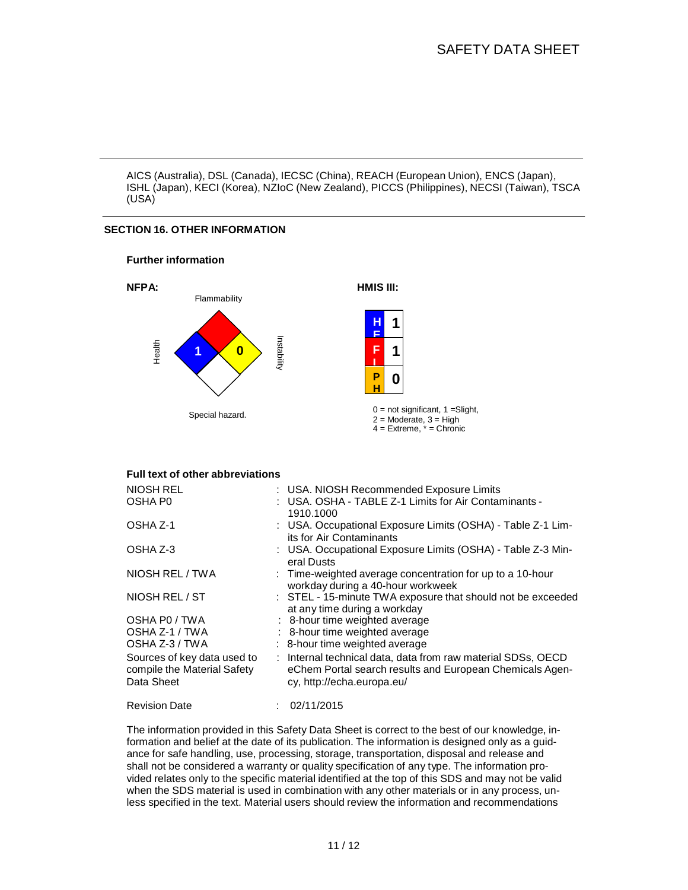AICS (Australia), DSL (Canada), IECSC (China), REACH (European Union), ENCS (Japan), ISHL (Japan), KECI (Korea), NZIoC (New Zealand), PICCS (Philippines), NECSI (Taiwan), TSCA (USA)

## SECTION 16. OTHER INFORMATION

### Further information

**NFPA:**

Flammability

Health 1

Instability 0

Special hazard.

**HMIS III:**

| | |
|---|---|
| HEALTH | 1 |
| FLAMMABILITY | 1 |
| PHYSICAL HAZARD | 0 |

0 = not significant, 1 =Slight,
2 = Moderate, 3 = High
4 = Extreme, * = Chronic

### Full text of other abbreviations

| | |
|---|---|
| NIOSH REL | : USA. NIOSH Recommended Exposure Limits |
| OSHA P0 | : USA. OSHA - TABLE Z-1 Limits for Air Contaminants - 1910.1000 |
| OSHA Z-1 | : USA. Occupational Exposure Limits (OSHA) - Table Z-1 Limits for Air Contaminants |
| OSHA Z-3 | : USA. Occupational Exposure Limits (OSHA) - Table Z-3 Mineral Dusts |
| NIOSH REL / TWA | : Time-weighted average concentration for up to a 10-hour workday during a 40-hour workweek |
| NIOSH REL / ST | : STEL - 15-minute TWA exposure that should not be exceeded at any time during a workday |
| OSHA P0 / TWA | : 8-hour time weighted average |
| OSHA Z-1 / TWA | : 8-hour time weighted average |
| OSHA Z-3 / TWA | : 8-hour time weighted average |
| Sources of key data used to compile the Material Safety Data Sheet | : Internal technical data, data from raw material SDSs, OECD eChem Portal search results and European Chemicals Agency, http://echa.europa.eu/ |
| Revision Date | : 02/11/2015 |

The information provided in this Safety Data Sheet is correct to the best of our knowledge, information and belief at the date of its publication. The information is designed only as a guidance for safe handling, use, processing, storage, transportation, disposal and release and shall not be considered a warranty or quality specification of any type. The information provided relates only to the specific material identified at the top of this SDS and may not be valid when the SDS material is used in combination with any other materials or in any process, unless specified in the text. Material users should review the information and recommendations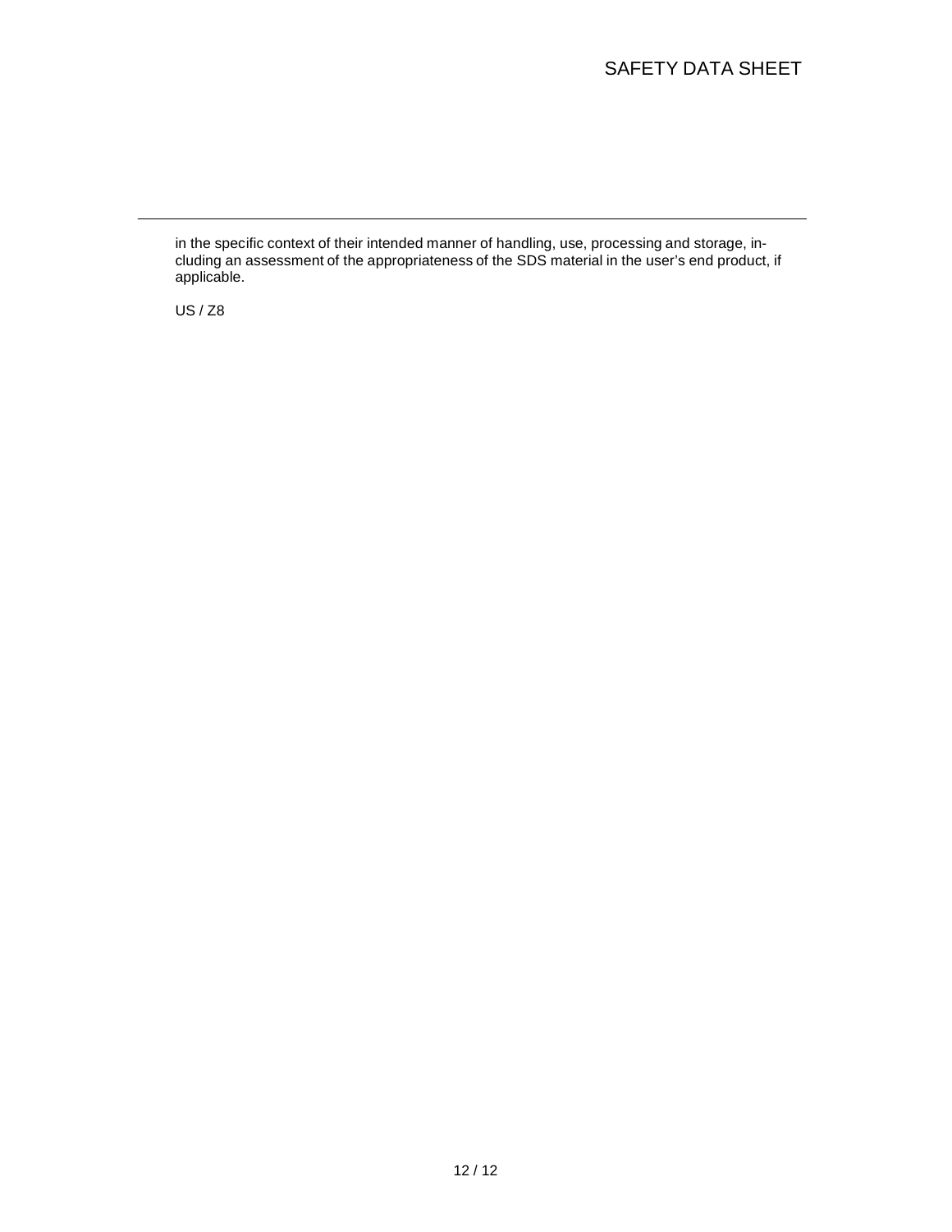in the specific context of their intended manner of handling, use, processing and storage, including an assessment of the appropriateness of the SDS material in the user's end product, if applicable.

US / Z8